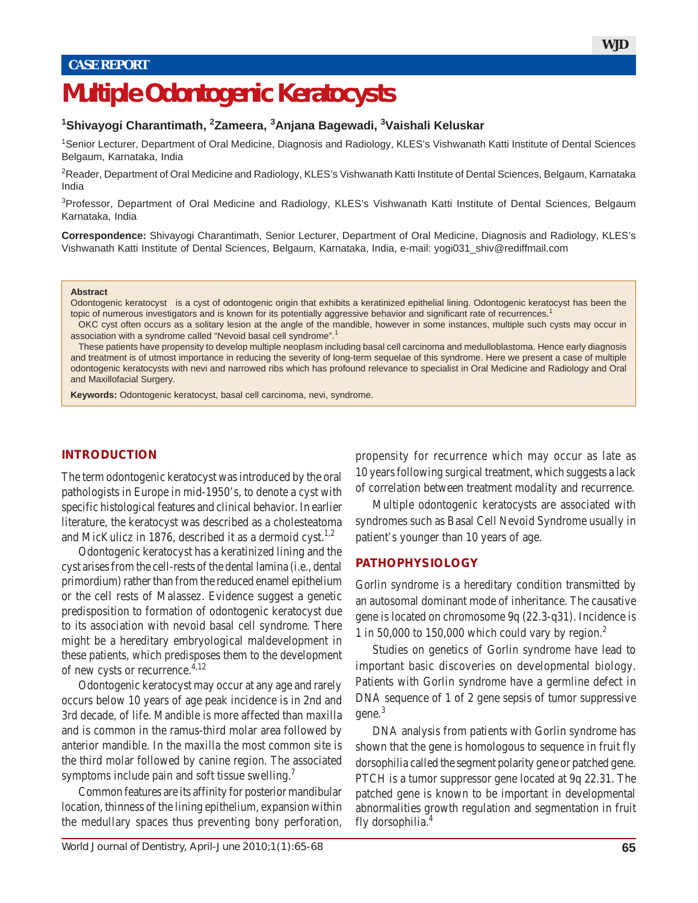CASE REPORT

# Multiple Odontogenic Keratocysts

**[1]Shivayogi Charantimath, [2]Zameera, [3]Anjana Bagewadi, [3]Vaishali Keluskar**

[1]Senior Lecturer, Department of Oral Medicine, Diagnosis and Radiology, KLES's Vishwanath Katti Institute of Dental Sciences Belgaum, Karnataka, India

[2]Reader, Department of Oral Medicine and Radiology, KLES's Vishwanath Katti Institute of Dental Sciences, Belgaum, Karnataka India

[3]Professor, Department of Oral Medicine and Radiology, KLES's Vishwanath Katti Institute of Dental Sciences, Belgaum Karnataka, India

**Correspondence:** Shivayogi Charantimath, Senior Lecturer, Department of Oral Medicine, Diagnosis and Radiology, KLES's Vishwanath Katti Institute of Dental Sciences, Belgaum, Karnataka, India, e-mail: yogi031_shiv@rediffmail.com

**Abstract**

Odontogenic keratocyst is a cyst of odontogenic origin that exhibits a keratinized epithelial lining. Odontogenic keratocyst has been the topic of numerous investigators and is known for its potentially aggressive behavior and significant rate of recurrences.[1]

OKC cyst often occurs as a solitary lesion at the angle of the mandible, however in some instances, multiple such cysts may occur in association with a syndrome called "Nevoid basal cell syndrome".[1]

These patients have propensity to develop multiple neoplasm including basal cell carcinoma and medulloblastoma. Hence early diagnosis and treatment is of utmost importance in reducing the severity of long-term sequelae of this syndrome. Here we present a case of multiple odontogenic keratocysts with nevi and narrowed ribs which has profound relevance to specialist in Oral Medicine and Radiology and Oral and Maxillofacial Surgery.

**Keywords:** Odontogenic keratocyst, basal cell carcinoma, nevi, syndrome.

## INTRODUCTION

The term odontogenic keratocyst was introduced by the oral pathologists in Europe in mid-1950's, to denote a cyst with specific histological features and clinical behavior. In earlier literature, the keratocyst was described as a cholesteatoma and MicKulicz in 1876, described it as a dermoid cyst.[1,2]

Odontogenic keratocyst has a keratinized lining and the cyst arises from the cell-rests of the dental lamina (i.e., dental primordium) rather than from the reduced enamel epithelium or the cell rests of Malassez. Evidence suggest a genetic predisposition to formation of odontogenic keratocyst due to its association with nevoid basal cell syndrome. There might be a hereditary embryological maldevelopment in these patients, which predisposes them to the development of new cysts or recurrence.[4,12]

Odontogenic keratocyst may occur at any age and rarely occurs below 10 years of age peak incidence is in 2nd and 3rd decade, of life. Mandible is more affected than maxilla and is common in the ramus-third molar area followed by anterior mandible. In the maxilla the most common site is the third molar followed by canine region. The associated symptoms include pain and soft tissue swelling.[7]

Common features are its affinity for posterior mandibular location, thinness of the lining epithelium, expansion within the medullary spaces thus preventing bony perforation, propensity for recurrence which may occur as late as 10 years following surgical treatment, which suggests a lack of correlation between treatment modality and recurrence.

Multiple odontogenic keratocysts are associated with syndromes such as Basal Cell Nevoid Syndrome usually in patient's younger than 10 years of age.

## PATHOPHYSIOLOGY

Gorlin syndrome is a hereditary condition transmitted by an autosomal dominant mode of inheritance. The causative gene is located on chromosome 9q (22.3-q31). Incidence is 1 in 50,000 to 150,000 which could vary by region.[2]

Studies on genetics of Gorlin syndrome have lead to important basic discoveries on developmental biology. Patients with Gorlin syndrome have a germline defect in DNA sequence of 1 of 2 gene sepsis of tumor suppressive gene.[3]

DNA analysis from patients with Gorlin syndrome has shown that the gene is homologous to sequence in fruit fly dorsophilia called the segment polarity gene or patched gene. PTCH is a tumor suppressor gene located at 9q 22.31. The patched gene is known to be important in developmental abnormalities growth regulation and segmentation in fruit fly dorsophilia.[4]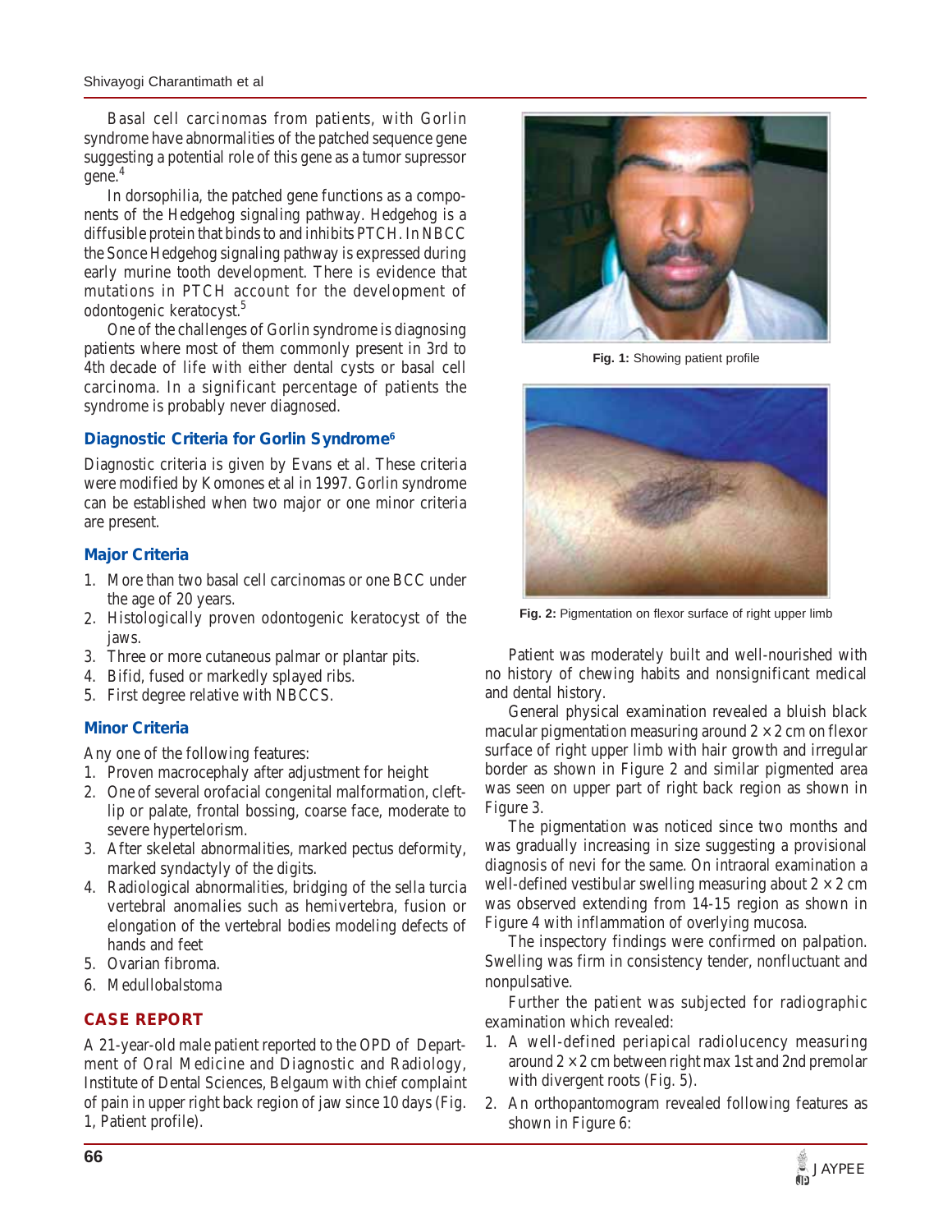Basal cell carcinomas from patients, with Gorlin syndrome have abnormalities of the patched sequence gene suggesting a potential role of this gene as a tumor supressor gene.[4]

In dorsophilia, the patched gene functions as a components of the Hedgehog signaling pathway. Hedgehog is a diffusible protein that binds to and inhibits PTCH. In NBCC the Sonce Hedgehog signaling pathway is expressed during early murine tooth development. There is evidence that mutations in PTCH account for the development of odontogenic keratocyst.[5]

One of the challenges of Gorlin syndrome is diagnosing patients where most of them commonly present in 3rd to 4th decade of life with either dental cysts or basal cell carcinoma. In a significant percentage of patients the syndrome is probably never diagnosed.

### Diagnostic Criteria for Gorlin Syndrome[6]

Diagnostic criteria is given by Evans et al. These criteria were modified by Komones et al in 1997. Gorlin syndrome can be established when two major or one minor criteria are present.

### Major Criteria

1. More than two basal cell carcinomas or one BCC under the age of 20 years.
2. Histologically proven odontogenic keratocyst of the jaws.
3. Three or more cutaneous palmar or plantar pits.
4. Bifid, fused or markedly splayed ribs.
5. First degree relative with NBCCS.

### Minor Criteria

Any one of the following features:

1. Proven macrocephaly after adjustment for height
2. One of several orofacial congenital malformation, cleft-lip or palate, frontal bossing, coarse face, moderate to severe hypertelorism.
3. After skeletal abnormalities, marked pectus deformity, marked syndactyly of the digits.
4. Radiological abnormalities, bridging of the sella turcia vertebral anomalies such as hemivertebra, fusion or elongation of the vertebral bodies modeling defects of hands and feet
5. Ovarian fibroma.
6. Medullobalstoma

## CASE REPORT

A 21-year-old male patient reported to the OPD of Department of Oral Medicine and Diagnostic and Radiology, Institute of Dental Sciences, Belgaum with chief complaint of pain in upper right back region of jaw since 10 days (Fig. 1, Patient profile).

**Fig. 1:** Showing patient profile

**Fig. 2:** Pigmentation on flexor surface of right upper limb

Patient was moderately built and well-nourished with no history of chewing habits and nonsignificant medical and dental history.

General physical examination revealed a bluish black macular pigmentation measuring around 2 × 2 cm on flexor surface of right upper limb with hair growth and irregular border as shown in Figure 2 and similar pigmented area was seen on upper part of right back region as shown in Figure 3.

The pigmentation was noticed since two months and was gradually increasing in size suggesting a provisional diagnosis of nevi for the same. On intraoral examination a well-defined vestibular swelling measuring about 2 × 2 cm was observed extending from 14-15 region as shown in Figure 4 with inflammation of overlying mucosa.

The inspectory findings were confirmed on palpation. Swelling was firm in consistency tender, nonfluctuant and nonpulsative.

Further the patient was subjected for radiographic examination which revealed:

1. A well-defined periapical radiolucency measuring around 2 × 2 cm between right max 1st and 2nd premolar with divergent roots (Fig. 5).
2. An orthopantomogram revealed following features as shown in Figure 6: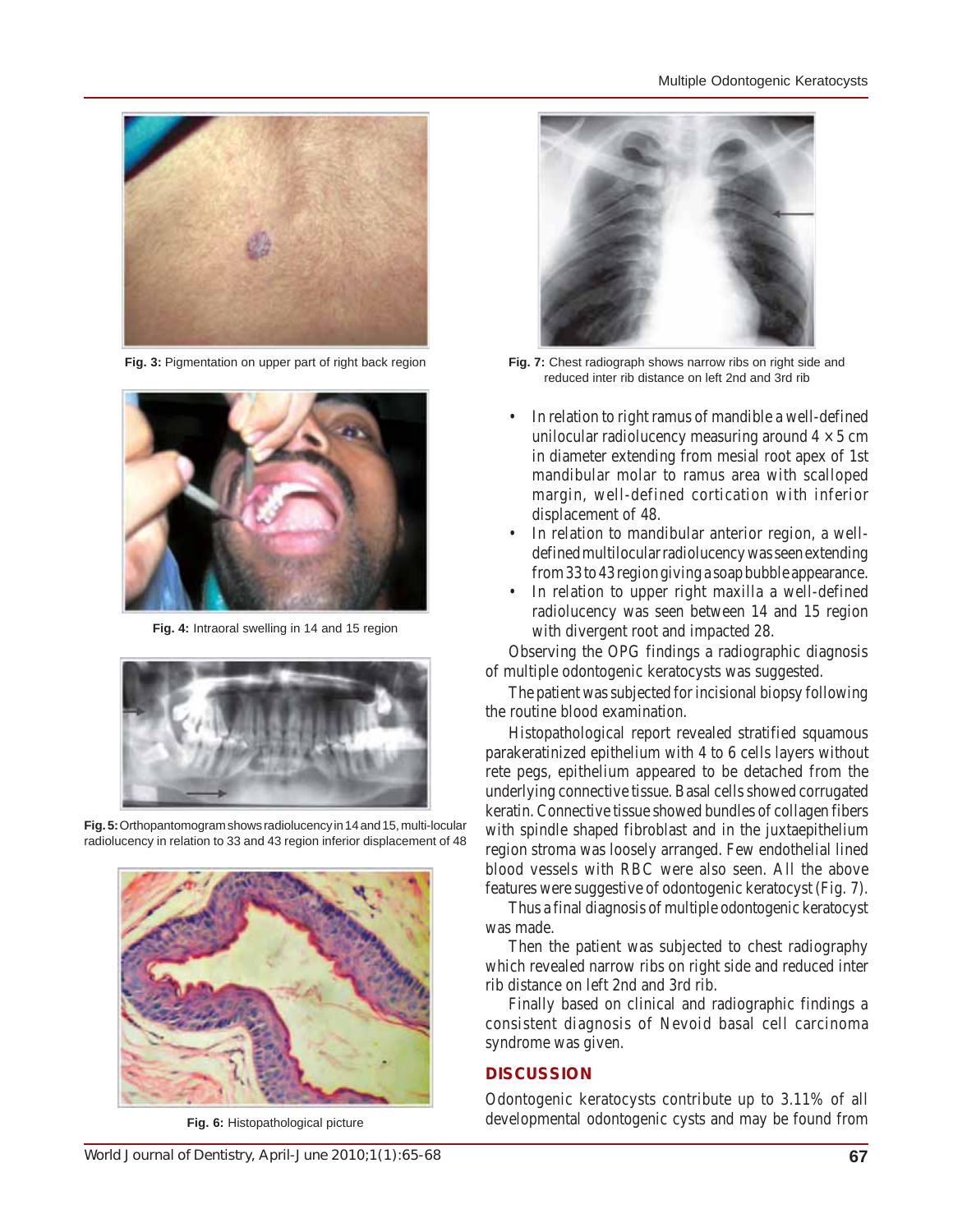Fig. 3: Pigmentation on upper part of right back region

Fig. 4: Intraoral swelling in 14 and 15 region

Fig. 5: Orthopantomogram shows radiolucency in 14 and 15, multi-locular radiolucency in relation to 33 and 43 region inferior displacement of 48

Fig. 6: Histopathological picture

Fig. 7: Chest radiograph shows narrow ribs on right side and reduced inter rib distance on left 2nd and 3rd rib

- In relation to right ramus of mandible a well-defined unilocular radiolucency measuring around 4 × 5 cm in diameter extending from mesial root apex of 1st mandibular molar to ramus area with scalloped margin, well-defined cortication with inferior displacement of 48.
- In relation to mandibular anterior region, a well-defined multilocular radiolucency was seen extending from 33 to 43 region giving a soap bubble appearance.
- In relation to upper right maxilla a well-defined radiolucency was seen between 14 and 15 region with divergent root and impacted 28.

Observing the OPG findings a radiographic diagnosis of multiple odontogenic keratocysts was suggested.

The patient was subjected for incisional biopsy following the routine blood examination.

Histopathological report revealed stratified squamous parakeratinized epithelium with 4 to 6 cells layers without rete pegs, epithelium appeared to be detached from the underlying connective tissue. Basal cells showed corrugated keratin. Connective tissue showed bundles of collagen fibers with spindle shaped fibroblast and in the juxtaepithelium region stroma was loosely arranged. Few endothelial lined blood vessels with RBC were also seen. All the above features were suggestive of odontogenic keratocyst (Fig. 7).

Thus a final diagnosis of multiple odontogenic keratocyst was made.

Then the patient was subjected to chest radiography which revealed narrow ribs on right side and reduced inter rib distance on left 2nd and 3rd rib.

Finally based on clinical and radiographic findings a consistent diagnosis of Nevoid basal cell carcinoma syndrome was given.

## DISCUSSION

Odontogenic keratocysts contribute up to 3.11% of all developmental odontogenic cysts and may be found from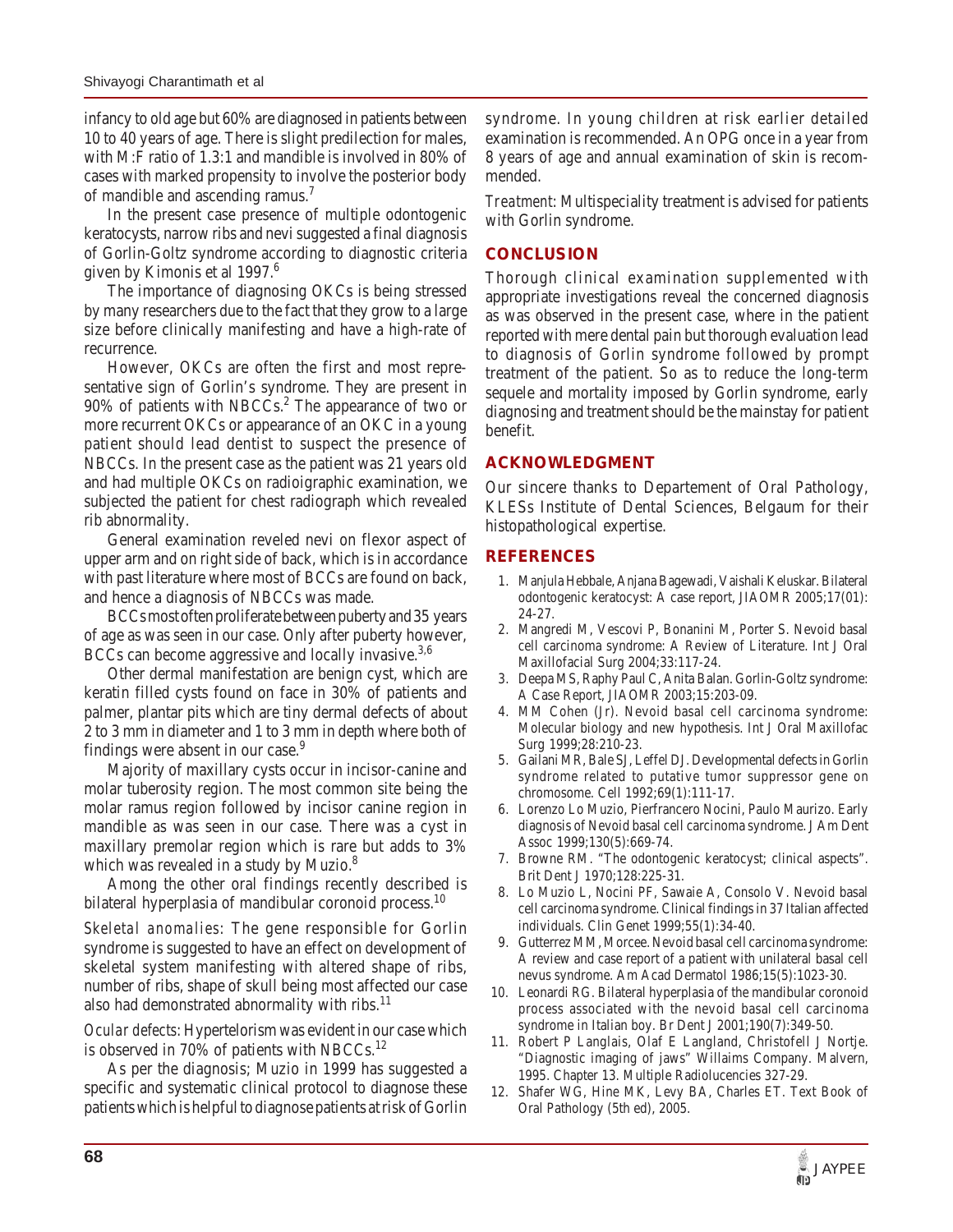infancy to old age but 60% are diagnosed in patients between 10 to 40 years of age. There is slight predilection for males, with M:F ratio of 1.3:1 and mandible is involved in 80% of cases with marked propensity to involve the posterior body of mandible and ascending ramus.[7]

In the present case presence of multiple odontogenic keratocysts, narrow ribs and nevi suggested a final diagnosis of Gorlin-Goltz syndrome according to diagnostic criteria given by Kimonis et al 1997.[6]

The importance of diagnosing OKCs is being stressed by many researchers due to the fact that they grow to a large size before clinically manifesting and have a high-rate of recurrence.

However, OKCs are often the first and most representative sign of Gorlin's syndrome. They are present in 90% of patients with NBCCs.[2] The appearance of two or more recurrent OKCs or appearance of an OKC in a young patient should lead dentist to suspect the presence of NBCCs. In the present case as the patient was 21 years old and had multiple OKCs on radioigraphic examination, we subjected the patient for chest radiograph which revealed rib abnormality.

General examination reveled nevi on flexor aspect of upper arm and on right side of back, which is in accordance with past literature where most of BCCs are found on back, and hence a diagnosis of NBCCs was made.

BCCs most often proliferate between puberty and 35 years of age as was seen in our case. Only after puberty however, BCCs can become aggressive and locally invasive.[3,6]

Other dermal manifestation are benign cyst, which are keratin filled cysts found on face in 30% of patients and palmer, plantar pits which are tiny dermal defects of about 2 to 3 mm in diameter and 1 to 3 mm in depth where both of findings were absent in our case.[9]

Majority of maxillary cysts occur in incisor-canine and molar tuberosity region. The most common site being the molar ramus region followed by incisor canine region in mandible as was seen in our case. There was a cyst in maxillary premolar region which is rare but adds to 3% which was revealed in a study by Muzio.[8]

Among the other oral findings recently described is bilateral hyperplasia of mandibular coronoid process.[10]

*Skeletal anomalies*: The gene responsible for Gorlin syndrome is suggested to have an effect on development of skeletal system manifesting with altered shape of ribs, number of ribs, shape of skull being most affected our case also had demonstrated abnormality with ribs.[11]

*Ocular defects*: Hypertelorism was evident in our case which is observed in 70% of patients with NBCCs.[12]

As per the diagnosis; Muzio in 1999 has suggested a specific and systematic clinical protocol to diagnose these patients which is helpful to diagnose patients at risk of Gorlin syndrome. In young children at risk earlier detailed examination is recommended. An OPG once in a year from 8 years of age and annual examination of skin is recommended.

*Treatment*: Multispeciality treatment is advised for patients with Gorlin syndrome.

## CONCLUSION

Thorough clinical examination supplemented with appropriate investigations reveal the concerned diagnosis as was observed in the present case, where in the patient reported with mere dental pain but thorough evaluation lead to diagnosis of Gorlin syndrome followed by prompt treatment of the patient. So as to reduce the long-term sequele and mortality imposed by Gorlin syndrome, early diagnosing and treatment should be the mainstay for patient benefit.

## ACKNOWLEDGMENT

Our sincere thanks to Departement of Oral Pathology, KLESs Institute of Dental Sciences, Belgaum for their histopathological expertise.

## REFERENCES

1. Manjula Hebbale, Anjana Bagewadi, Vaishali Keluskar. Bilateral odontogenic keratocyst: A case report, JIAOMR 2005;17(01): 24-27.
2. Mangredi M, Vescovi P, Bonanini M, Porter S. Nevoid basal cell carcinoma syndrome: A Review of Literature. Int J Oral Maxillofacial Surg 2004;33:117-24.
3. Deepa MS, Raphy Paul C, Anita Balan. Gorlin-Goltz syndrome: A Case Report, JIAOMR 2003;15:203-09.
4. MM Cohen (Jr). Nevoid basal cell carcinoma syndrome: Molecular biology and new hypothesis. Int J Oral Maxillofac Surg 1999;28:216-23.
5. Gailani MR, Bale SJ, Leffel DJ. Developmental defects in Gorlin syndrome related to putative tumor suppressor gene on chromosome. Cell 1992;69(1):111-17.
6. Lorenzo Lo Muzio, Pierfrancero Nocini, Paulo Maurizo. Early diagnosis of Nevoid basal cell carcinoma syndrome. J Am Dent Assoc 1999;130(5):669-74.
7. Browne RM. "The odontogenic keratocyst; clinical aspects". Brit Dent J 1970;128:225-31.
8. Lo Muzio L, Nocini PF, Sawaie A, Consolo V. Nevoid basal cell carcinoma syndrome. Clinical findings in 37 Italian affected individuals. Clin Genet 1999;55(1):34-40.
9. Gutterrez MM, Morcee. Nevoid basal cell carcinoma syndrome: A review and case report of a patient with unilateral basal cell nevus syndrome. Am Acad Dermatol 1986;15(5):1023-30.
10. Leonardi RG. Bilateral hyperplasia of the mandibular coronoid process associated with the nevoid basal cell carcinoma syndrome in Italian boy. Br Dent J 2001;190(7):349-50.
11. Robert P Langlais, Olaf E Langland, Christofell J Nortje. "Diagnostic imaging of jaws" Willaims Company. Malvern, 1995. Chapter 13. Multiple Radiolucencies 327-29.
12. Shafer WG, Hine MK, Levy BA, Charles ET. Text Book of Oral Pathology (5th ed), 2005.